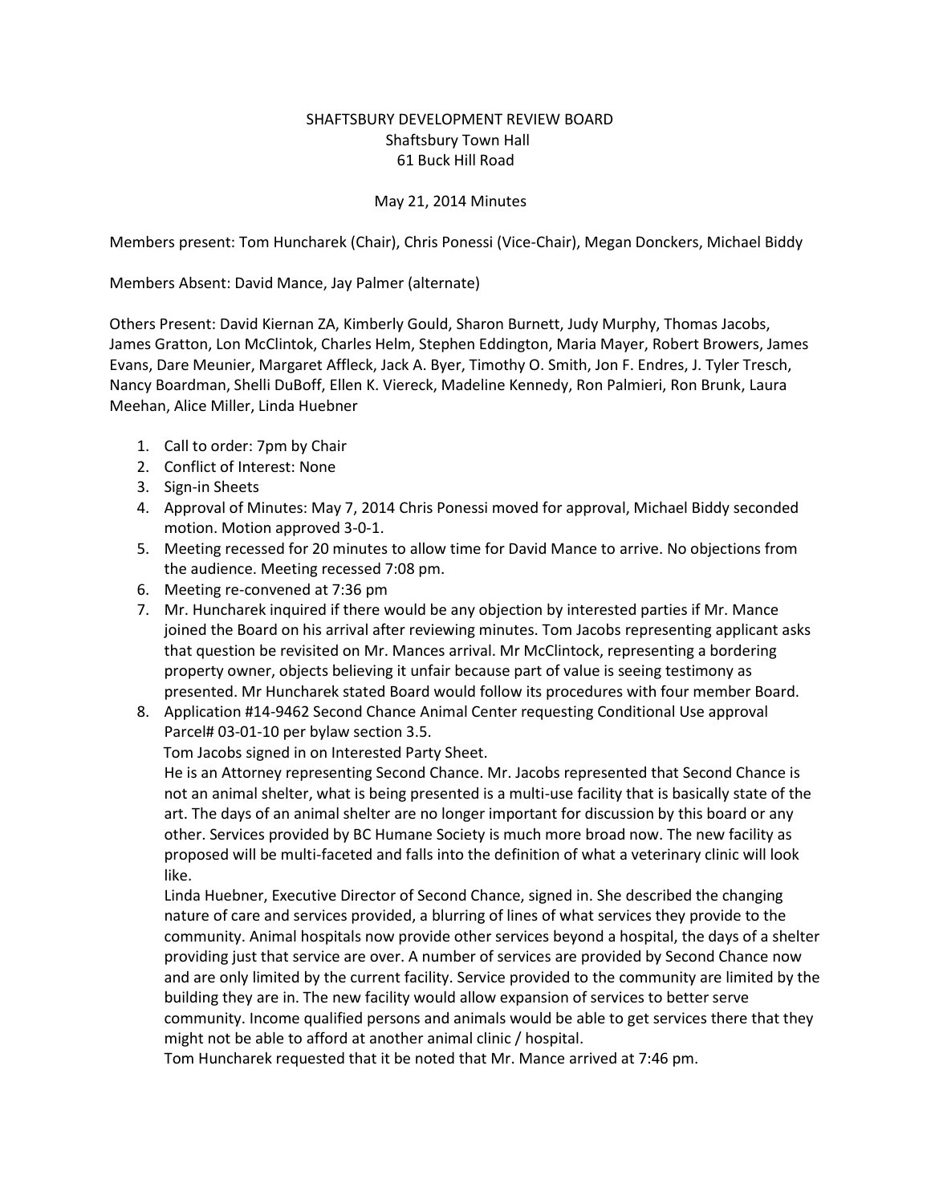SHAFTSBURY DEVELOPMENT REVIEW BOARD
Shaftsbury Town Hall
61 Buck Hill Road

May 21, 2014 Minutes

Members present: Tom Huncharek (Chair), Chris Ponessi (Vice-Chair), Megan Donckers, Michael Biddy

Members Absent: David Mance, Jay Palmer (alternate)

Others Present: David Kiernan ZA, Kimberly Gould, Sharon Burnett, Judy Murphy, Thomas Jacobs, James Gratton, Lon McClintok, Charles Helm, Stephen Eddington, Maria Mayer, Robert Browers, James Evans, Dare Meunier, Margaret Affleck, Jack A. Byer, Timothy O. Smith, Jon F. Endres, J. Tyler Tresch, Nancy Boardman, Shelli DuBoff, Ellen K. Viereck, Madeline Kennedy, Ron Palmieri, Ron Brunk, Laura Meehan, Alice Miller, Linda Huebner

1. Call to order: 7pm by Chair
2. Conflict of Interest: None
3. Sign-in Sheets
4. Approval of Minutes: May 7, 2014 Chris Ponessi moved for approval, Michael Biddy seconded motion. Motion approved 3-0-1.
5. Meeting recessed for 20 minutes to allow time for David Mance to arrive. No objections from the audience. Meeting recessed 7:08 pm.
6. Meeting re-convened at 7:36 pm
7. Mr. Huncharek inquired if there would be any objection by interested parties if Mr. Mance joined the Board on his arrival after reviewing minutes. Tom Jacobs representing applicant asks that question be revisited on Mr. Mances arrival. Mr McClintock, representing a bordering property owner, objects believing it unfair because part of value is seeing testimony as presented. Mr Huncharek stated Board would follow its procedures with four member Board.
8. Application #14-9462 Second Chance Animal Center requesting Conditional Use approval Parcel# 03-01-10 per bylaw section 3.5.

   Tom Jacobs signed in on Interested Party Sheet.

   He is an Attorney representing Second Chance. Mr. Jacobs represented that Second Chance is not an animal shelter, what is being presented is a multi-use facility that is basically state of the art. The days of an animal shelter are no longer important for discussion by this board or any other. Services provided by BC Humane Society is much more broad now. The new facility as proposed will be multi-faceted and falls into the definition of what a veterinary clinic will look like.

   Linda Huebner, Executive Director of Second Chance, signed in. She described the changing nature of care and services provided, a blurring of lines of what services they provide to the community. Animal hospitals now provide other services beyond a hospital, the days of a shelter providing just that service are over. A number of services are provided by Second Chance now and are only limited by the current facility. Service provided to the community are limited by the building they are in. The new facility would allow expansion of services to better serve community. Income qualified persons and animals would be able to get services there that they might not be able to afford at another animal clinic / hospital.

   Tom Huncharek requested that it be noted that Mr. Mance arrived at 7:46 pm.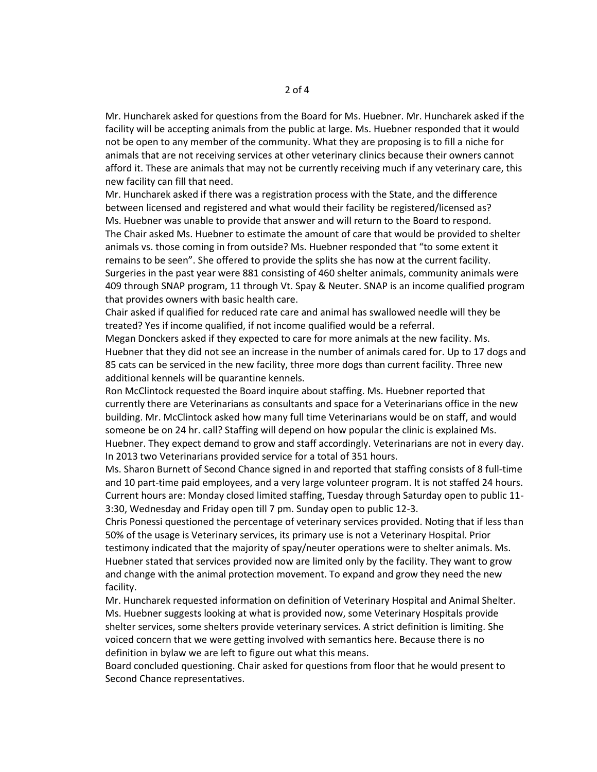Mr. Huncharek asked for questions from the Board for Ms. Huebner. Mr. Huncharek asked if the facility will be accepting animals from the public at large. Ms. Huebner responded that it would not be open to any member of the community. What they are proposing is to fill a niche for animals that are not receiving services at other veterinary clinics because their owners cannot afford it. These are animals that may not be currently receiving much if any veterinary care, this new facility can fill that need.

Mr. Huncharek asked if there was a registration process with the State, and the difference between licensed and registered and what would their facility be registered/licensed as? Ms. Huebner was unable to provide that answer and will return to the Board to respond.

The Chair asked Ms. Huebner to estimate the amount of care that would be provided to shelter animals vs. those coming in from outside? Ms. Huebner responded that "to some extent it remains to be seen". She offered to provide the splits she has now at the current facility. Surgeries in the past year were 881 consisting of 460 shelter animals, community animals were 409 through SNAP program, 11 through Vt. Spay & Neuter. SNAP is an income qualified program that provides owners with basic health care.

Chair asked if qualified for reduced rate care and animal has swallowed needle will they be treated? Yes if income qualified, if not income qualified would be a referral.

Megan Donckers asked if they expected to care for more animals at the new facility. Ms. Huebner that they did not see an increase in the number of animals cared for. Up to 17 dogs and 85 cats can be serviced in the new facility, three more dogs than current facility. Three new additional kennels will be quarantine kennels.

Ron McClintock requested the Board inquire about staffing. Ms. Huebner reported that currently there are Veterinarians as consultants and space for a Veterinarians office in the new building. Mr. McClintock asked how many full time Veterinarians would be on staff, and would someone be on 24 hr. call? Staffing will depend on how popular the clinic is explained Ms. Huebner. They expect demand to grow and staff accordingly. Veterinarians are not in every day. In 2013 two Veterinarians provided service for a total of 351 hours.

Ms. Sharon Burnett of Second Chance signed in and reported that staffing consists of 8 full-time and 10 part-time paid employees, and a very large volunteer program. It is not staffed 24 hours. Current hours are: Monday closed limited staffing, Tuesday through Saturday open to public 11-3:30, Wednesday and Friday open till 7 pm. Sunday open to public 12-3.

Chris Ponessi questioned the percentage of veterinary services provided. Noting that if less than 50% of the usage is Veterinary services, its primary use is not a Veterinary Hospital. Prior testimony indicated that the majority of spay/neuter operations were to shelter animals. Ms. Huebner stated that services provided now are limited only by the facility. They want to grow and change with the animal protection movement. To expand and grow they need the new facility.

Mr. Huncharek requested information on definition of Veterinary Hospital and Animal Shelter. Ms. Huebner suggests looking at what is provided now, some Veterinary Hospitals provide shelter services, some shelters provide veterinary services. A strict definition is limiting. She voiced concern that we were getting involved with semantics here. Because there is no definition in bylaw we are left to figure out what this means.

Board concluded questioning. Chair asked for questions from floor that he would present to Second Chance representatives.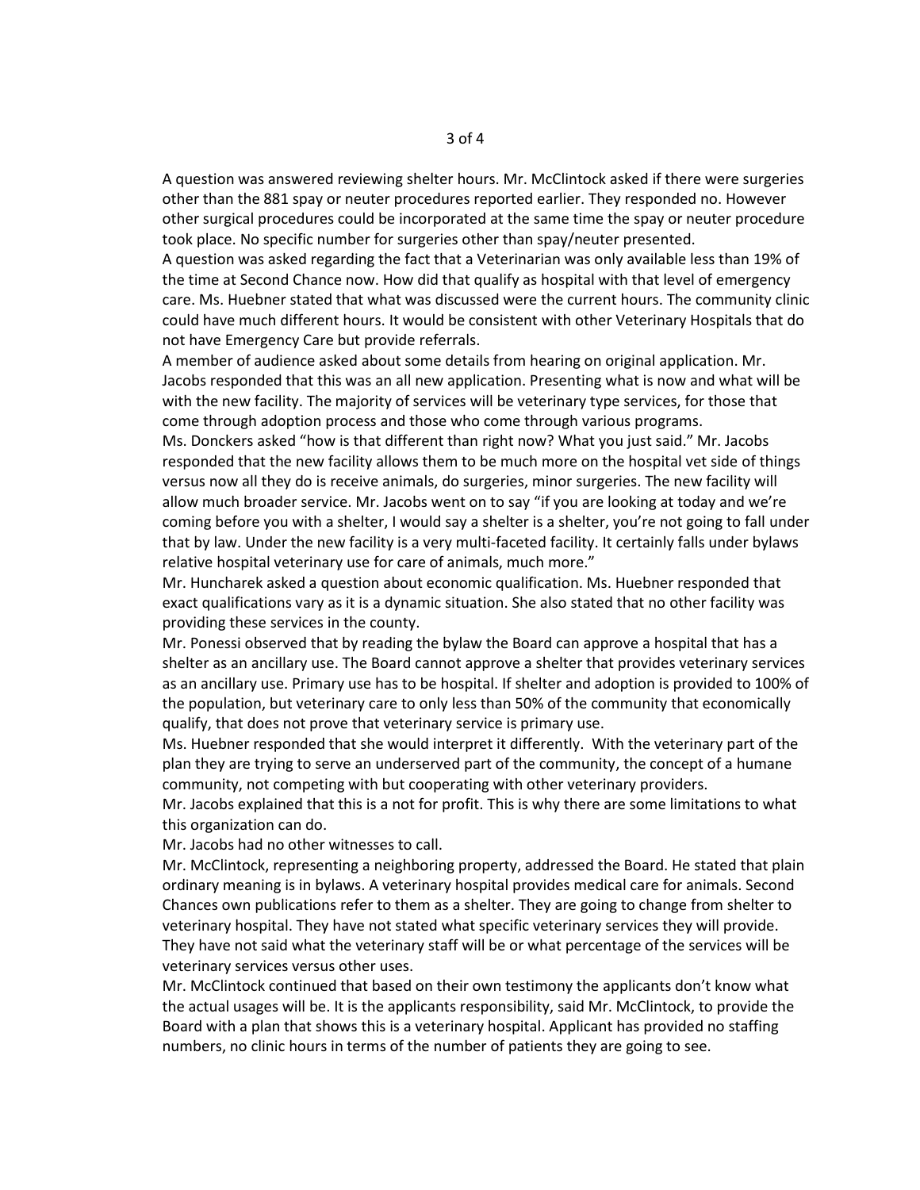A question was answered reviewing shelter hours. Mr. McClintock asked if there were surgeries other than the 881 spay or neuter procedures reported earlier. They responded no. However other surgical procedures could be incorporated at the same time the spay or neuter procedure took place. No specific number for surgeries other than spay/neuter presented.

A question was asked regarding the fact that a Veterinarian was only available less than 19% of the time at Second Chance now. How did that qualify as hospital with that level of emergency care. Ms. Huebner stated that what was discussed were the current hours. The community clinic could have much different hours. It would be consistent with other Veterinary Hospitals that do not have Emergency Care but provide referrals.

A member of audience asked about some details from hearing on original application. Mr. Jacobs responded that this was an all new application. Presenting what is now and what will be with the new facility. The majority of services will be veterinary type services, for those that come through adoption process and those who come through various programs.

Ms. Donckers asked "how is that different than right now? What you just said." Mr. Jacobs responded that the new facility allows them to be much more on the hospital vet side of things versus now all they do is receive animals, do surgeries, minor surgeries. The new facility will allow much broader service. Mr. Jacobs went on to say "if you are looking at today and we're coming before you with a shelter, I would say a shelter is a shelter, you're not going to fall under that by law. Under the new facility is a very multi-faceted facility. It certainly falls under bylaws relative hospital veterinary use for care of animals, much more."

Mr. Huncharek asked a question about economic qualification. Ms. Huebner responded that exact qualifications vary as it is a dynamic situation. She also stated that no other facility was providing these services in the county.

Mr. Ponessi observed that by reading the bylaw the Board can approve a hospital that has a shelter as an ancillary use. The Board cannot approve a shelter that provides veterinary services as an ancillary use. Primary use has to be hospital. If shelter and adoption is provided to 100% of the population, but veterinary care to only less than 50% of the community that economically qualify, that does not prove that veterinary service is primary use.

Ms. Huebner responded that she would interpret it differently. With the veterinary part of the plan they are trying to serve an underserved part of the community, the concept of a humane community, not competing with but cooperating with other veterinary providers.

Mr. Jacobs explained that this is a not for profit. This is why there are some limitations to what this organization can do.

Mr. Jacobs had no other witnesses to call.

Mr. McClintock, representing a neighboring property, addressed the Board. He stated that plain ordinary meaning is in bylaws. A veterinary hospital provides medical care for animals. Second Chances own publications refer to them as a shelter. They are going to change from shelter to veterinary hospital. They have not stated what specific veterinary services they will provide. They have not said what the veterinary staff will be or what percentage of the services will be veterinary services versus other uses.

Mr. McClintock continued that based on their own testimony the applicants don't know what the actual usages will be. It is the applicants responsibility, said Mr. McClintock, to provide the Board with a plan that shows this is a veterinary hospital. Applicant has provided no staffing numbers, no clinic hours in terms of the number of patients they are going to see.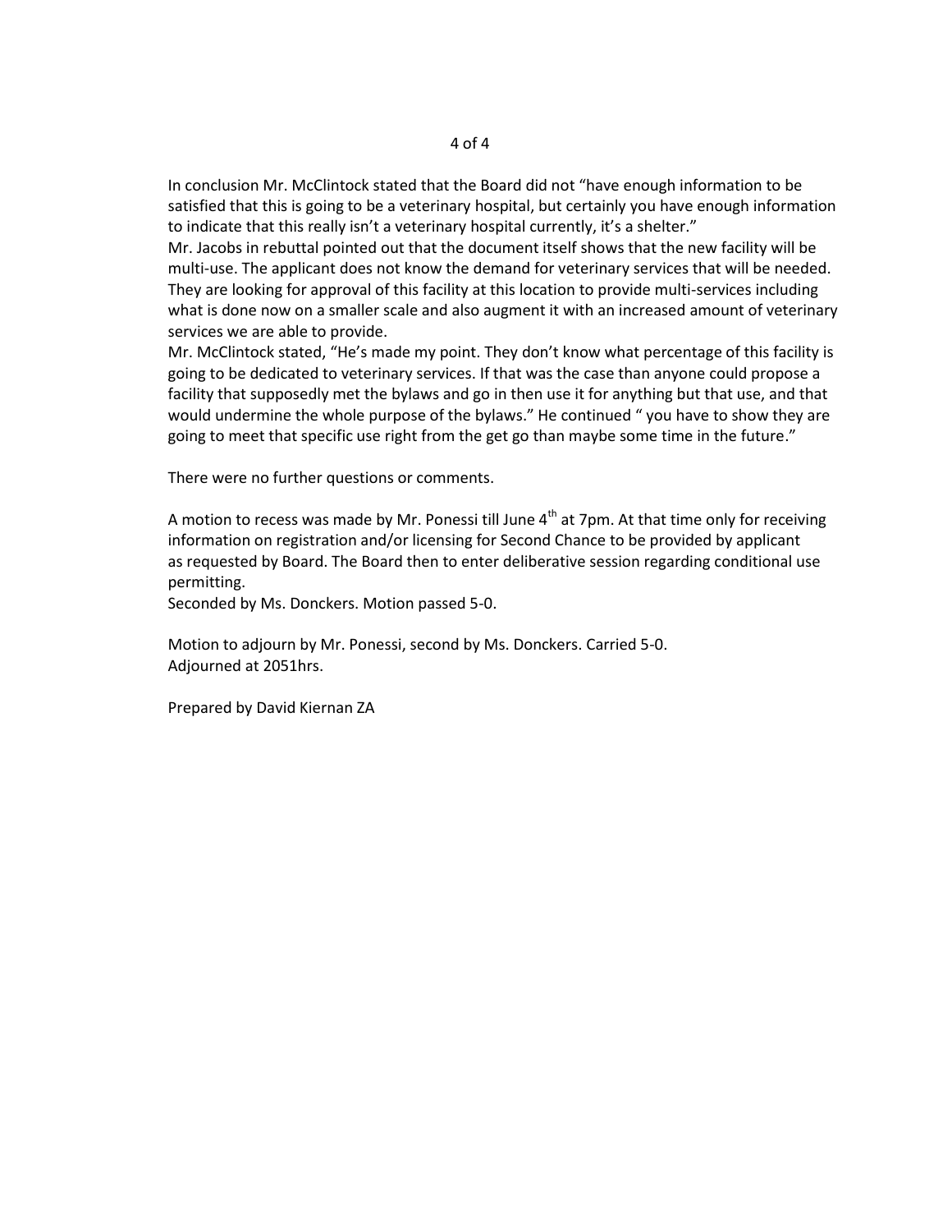In conclusion Mr. McClintock stated that the Board did not "have enough information to be satisfied that this is going to be a veterinary hospital, but certainly you have enough information to indicate that this really isn't a veterinary hospital currently, it's a shelter."
Mr. Jacobs in rebuttal pointed out that the document itself shows that the new facility will be multi-use. The applicant does not know the demand for veterinary services that will be needed. They are looking for approval of this facility at this location to provide multi-services including what is done now on a smaller scale and also augment it with an increased amount of veterinary services we are able to provide.
Mr. McClintock stated, "He's made my point. They don't know what percentage of this facility is going to be dedicated to veterinary services. If that was the case than anyone could propose a facility that supposedly met the bylaws and go in then use it for anything but that use, and that would undermine the whole purpose of the bylaws." He continued " you have to show they are going to meet that specific use right from the get go than maybe some time in the future."

There were no further questions or comments.

A motion to recess was made by Mr. Ponessi till June 4th at 7pm. At that time only for receiving information on registration and/or licensing for Second Chance to be provided by applicant as requested by Board. The Board then to enter deliberative session regarding conditional use permitting.
Seconded by Ms. Donckers. Motion passed 5-0.

Motion to adjourn by Mr. Ponessi, second by Ms. Donckers. Carried 5-0.
Adjourned at 2051hrs.

Prepared by David Kiernan ZA